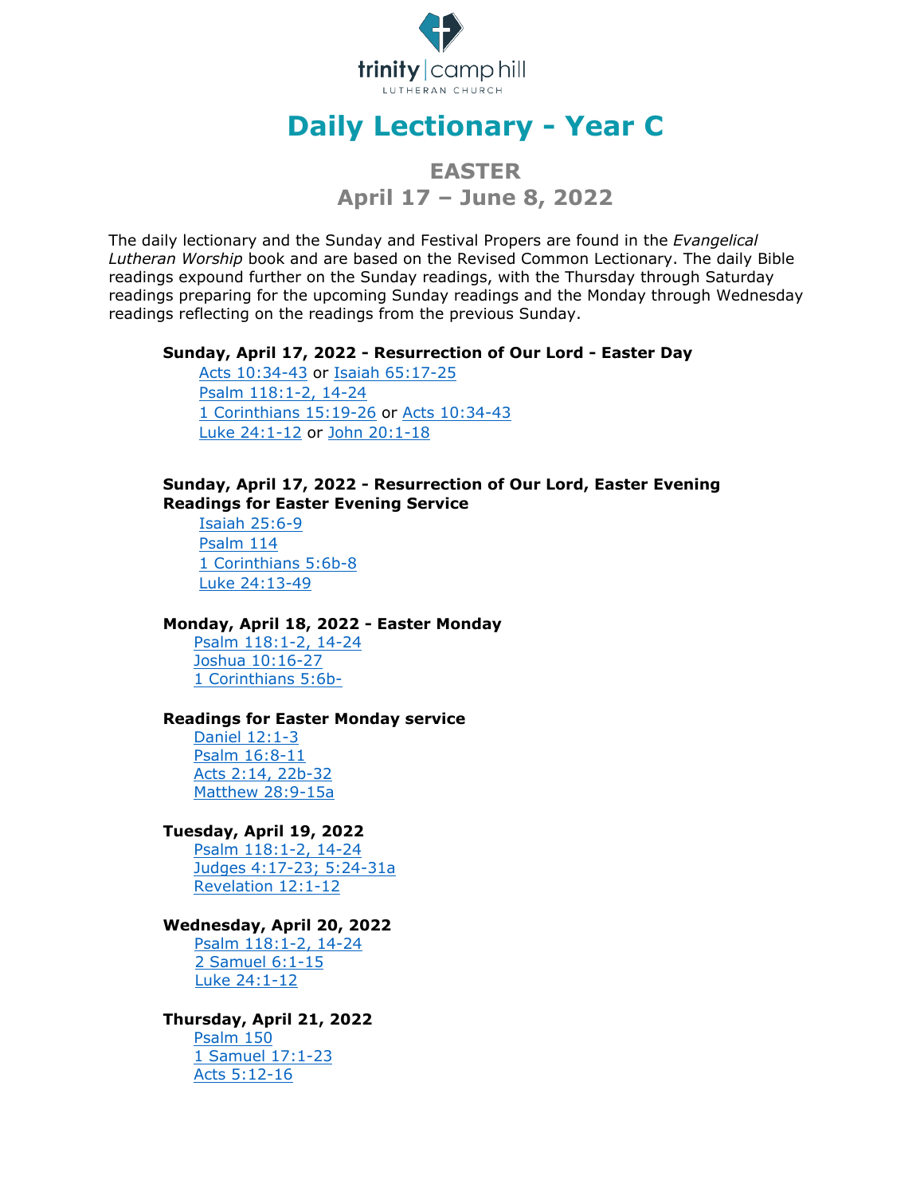trinity | camp hill
LUTHERAN CHURCH

# Daily Lectionary - Year C

## EASTER
## April 17 – June 8, 2022

The daily lectionary and the Sunday and Festival Propers are found in the *Evangelical Lutheran Worship* book and are based on the Revised Common Lectionary. The daily Bible readings expound further on the Sunday readings, with the Thursday through Saturday readings preparing for the upcoming Sunday readings and the Monday through Wednesday readings reflecting on the readings from the previous Sunday.

**Sunday, April 17, 2022 - Resurrection of Our Lord - Easter Day**
Acts 10:34-43 or Isaiah 65:17-25
Psalm 118:1-2, 14-24
1 Corinthians 15:19-26 or Acts 10:34-43
Luke 24:1-12 or John 20:1-18

**Sunday, April 17, 2022 - Resurrection of Our Lord, Easter Evening**
**Readings for Easter Evening Service**
Isaiah 25:6-9
Psalm 114
1 Corinthians 5:6b-8
Luke 24:13-49

**Monday, April 18, 2022 - Easter Monday**
Psalm 118:1-2, 14-24
Joshua 10:16-27
1 Corinthians 5:6b-

**Readings for Easter Monday service**
Daniel 12:1-3
Psalm 16:8-11
Acts 2:14, 22b-32
Matthew 28:9-15a

**Tuesday, April 19, 2022**
Psalm 118:1-2, 14-24
Judges 4:17-23; 5:24-31a
Revelation 12:1-12

**Wednesday, April 20, 2022**
Psalm 118:1-2, 14-24
2 Samuel 6:1-15
Luke 24:1-12

**Thursday, April 21, 2022**
Psalm 150
1 Samuel 17:1-23
Acts 5:12-16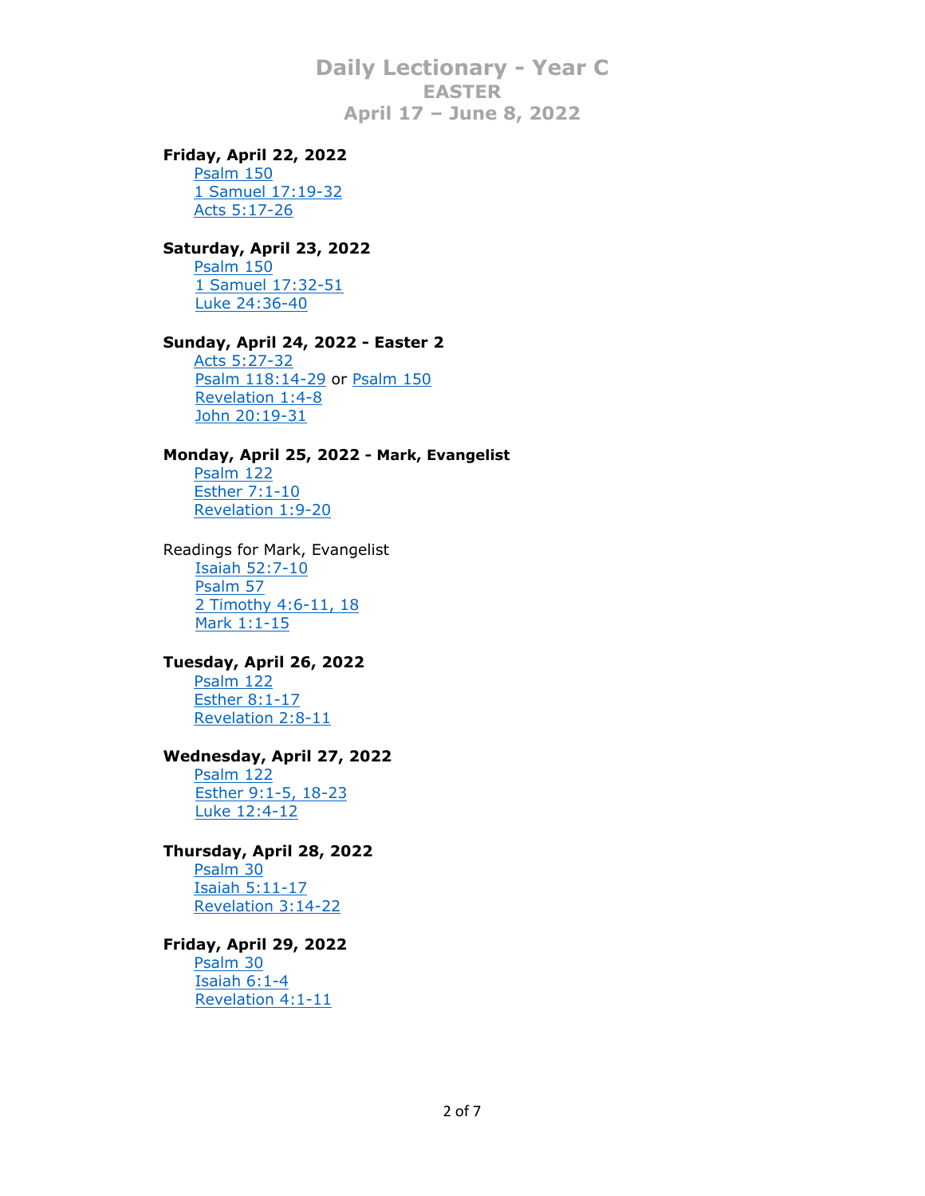# Daily Lectionary - Year C
## EASTER
## April 17 – June 8, 2022

**Friday, April 22, 2022**
- Psalm 150
- 1 Samuel 17:19-32
- Acts 5:17-26

**Saturday, April 23, 2022**
- Psalm 150
- 1 Samuel 17:32-51
- Luke 24:36-40

**Sunday, April 24, 2022 - Easter 2**
- Acts 5:27-32
- Psalm 118:14-29 or Psalm 150
- Revelation 1:4-8
- John 20:19-31

**Monday, April 25, 2022 - Mark, Evangelist**
- Psalm 122
- Esther 7:1-10
- Revelation 1:9-20

Readings for Mark, Evangelist
- Isaiah 52:7-10
- Psalm 57
- 2 Timothy 4:6-11, 18
- Mark 1:1-15

**Tuesday, April 26, 2022**
- Psalm 122
- Esther 8:1-17
- Revelation 2:8-11

**Wednesday, April 27, 2022**
- Psalm 122
- Esther 9:1-5, 18-23
- Luke 12:4-12

**Thursday, April 28, 2022**
- Psalm 30
- Isaiah 5:11-17
- Revelation 3:14-22

**Friday, April 29, 2022**
- Psalm 30
- Isaiah 6:1-4
- Revelation 4:1-11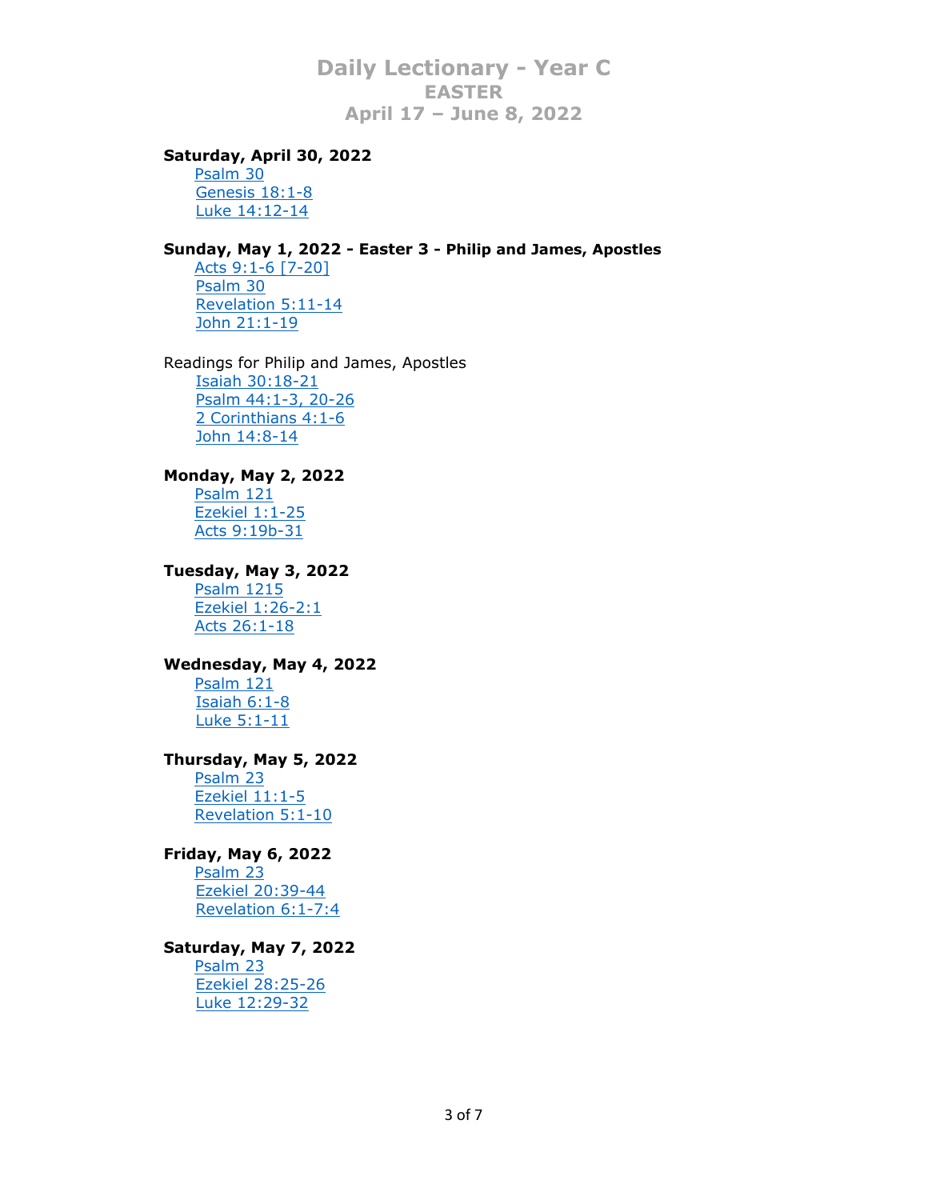# Daily Lectionary - Year C
## EASTER
## April 17 – June 8, 2022

**Saturday, April 30, 2022**
- Psalm 30
- Genesis 18:1-8
- Luke 14:12-14

**Sunday, May 1, 2022 - Easter 3 - Philip and James, Apostles**
- Acts 9:1-6 [7-20]
- Psalm 30
- Revelation 5:11-14
- John 21:1-19

Readings for Philip and James, Apostles
- Isaiah 30:18-21
- Psalm 44:1-3, 20-26
- 2 Corinthians 4:1-6
- John 14:8-14

**Monday, May 2, 2022**
- Psalm 121
- Ezekiel 1:1-25
- Acts 9:19b-31

**Tuesday, May 3, 2022**
- Psalm 1215
- Ezekiel 1:26-2:1
- Acts 26:1-18

**Wednesday, May 4, 2022**
- Psalm 121
- Isaiah 6:1-8
- Luke 5:1-11

**Thursday, May 5, 2022**
- Psalm 23
- Ezekiel 11:1-5
- Revelation 5:1-10

**Friday, May 6, 2022**
- Psalm 23
- Ezekiel 20:39-44
- Revelation 6:1-7:4

**Saturday, May 7, 2022**
- Psalm 23
- Ezekiel 28:25-26
- Luke 12:29-32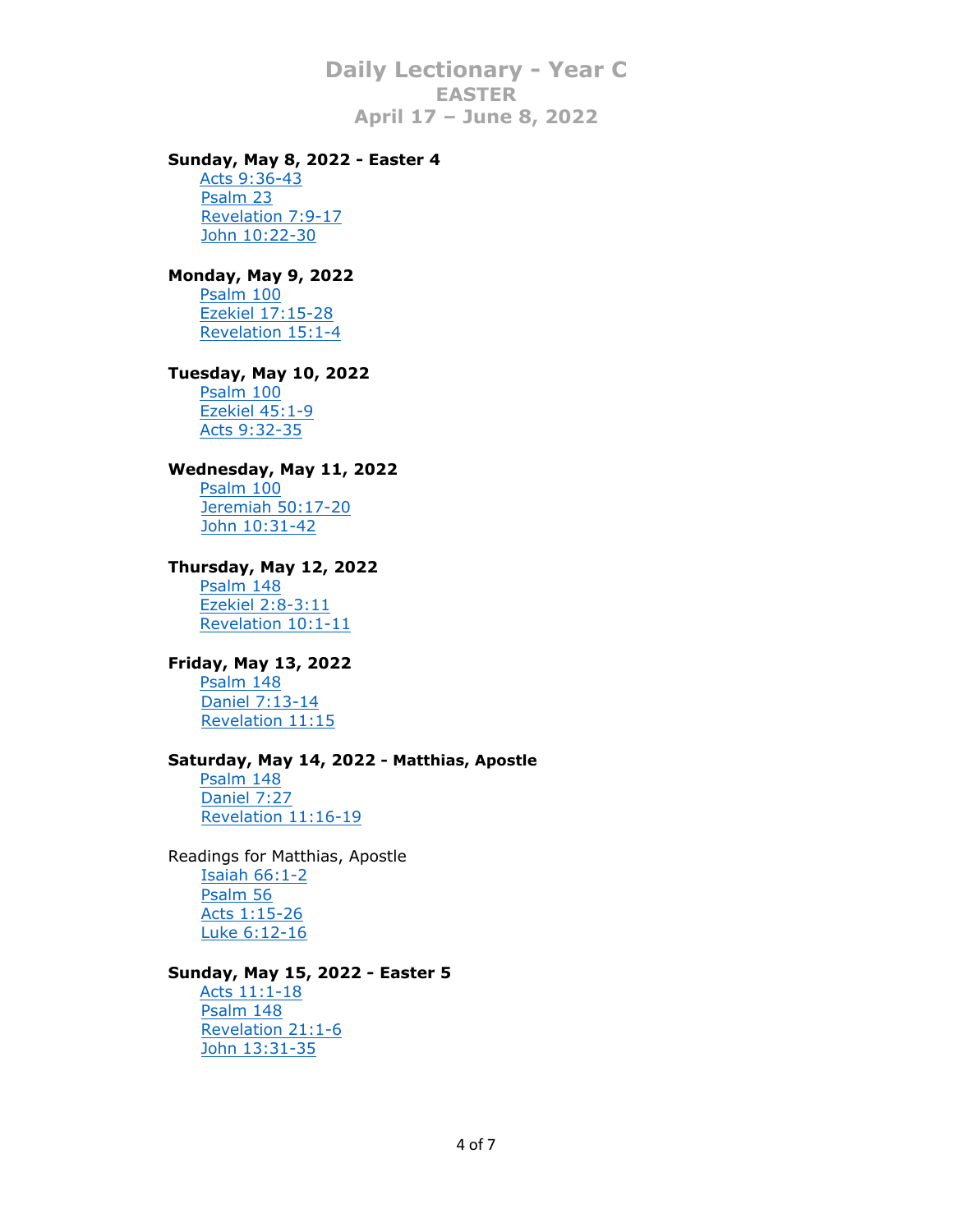# Daily Lectionary - Year C
## EASTER
## April 17 – June 8, 2022

**Sunday, May 8, 2022 - Easter 4**
- Acts 9:36-43
- Psalm 23
- Revelation 7:9-17
- John 10:22-30

**Monday, May 9, 2022**
- Psalm 100
- Ezekiel 17:15-28
- Revelation 15:1-4

**Tuesday, May 10, 2022**
- Psalm 100
- Ezekiel 45:1-9
- Acts 9:32-35

**Wednesday, May 11, 2022**
- Psalm 100
- Jeremiah 50:17-20
- John 10:31-42

**Thursday, May 12, 2022**
- Psalm 148
- Ezekiel 2:8-3:11
- Revelation 10:1-11

**Friday, May 13, 2022**
- Psalm 148
- Daniel 7:13-14
- Revelation 11:15

**Saturday, May 14, 2022 - Matthias, Apostle**
- Psalm 148
- Daniel 7:27
- Revelation 11:16-19

Readings for Matthias, Apostle
- Isaiah 66:1-2
- Psalm 56
- Acts 1:15-26
- Luke 6:12-16

**Sunday, May 15, 2022 - Easter 5**
- Acts 11:1-18
- Psalm 148
- Revelation 21:1-6
- John 13:31-35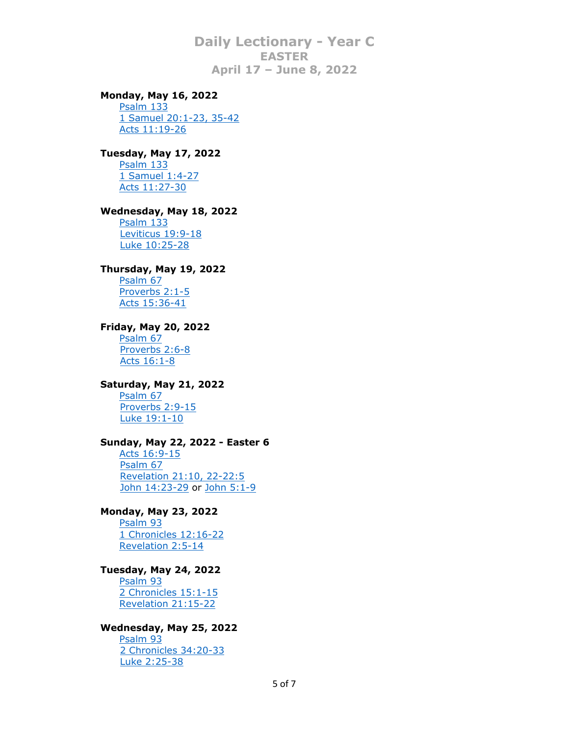# Daily Lectionary - Year C
## EASTER
## April 17 – June 8, 2022

**Monday, May 16, 2022**
- Psalm 133
- 1 Samuel 20:1-23, 35-42
- Acts 11:19-26

**Tuesday, May 17, 2022**
- Psalm 133
- 1 Samuel 1:4-27
- Acts 11:27-30

**Wednesday, May 18, 2022**
- Psalm 133
- Leviticus 19:9-18
- Luke 10:25-28

**Thursday, May 19, 2022**
- Psalm 67
- Proverbs 2:1-5
- Acts 15:36-41

**Friday, May 20, 2022**
- Psalm 67
- Proverbs 2:6-8
- Acts 16:1-8

**Saturday, May 21, 2022**
- Psalm 67
- Proverbs 2:9-15
- Luke 19:1-10

**Sunday, May 22, 2022 - Easter 6**
- Acts 16:9-15
- Psalm 67
- Revelation 21:10, 22-22:5
- John 14:23-29 or John 5:1-9

**Monday, May 23, 2022**
- Psalm 93
- 1 Chronicles 12:16-22
- Revelation 2:5-14

**Tuesday, May 24, 2022**
- Psalm 93
- 2 Chronicles 15:1-15
- Revelation 21:15-22

**Wednesday, May 25, 2022**
- Psalm 93
- 2 Chronicles 34:20-33
- Luke 2:25-38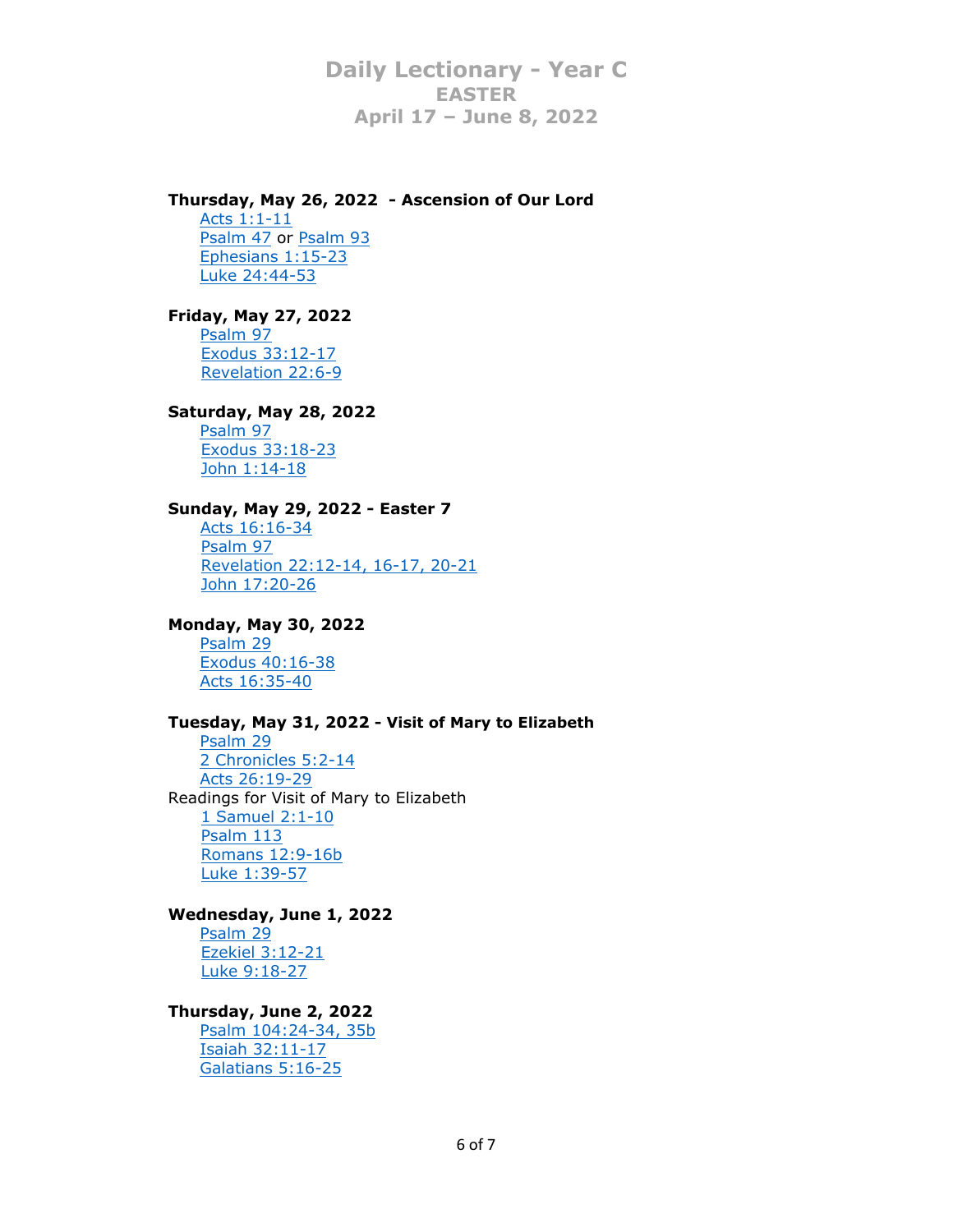**Thursday, May 26, 2022 - Ascension of Our Lord**

Acts 1:1-11
Psalm 47 or Psalm 93
Ephesians 1:15-23
Luke 24:44-53

**Friday, May 27, 2022**

Psalm 97
Exodus 33:12-17
Revelation 22:6-9

**Saturday, May 28, 2022**

Psalm 97
Exodus 33:18-23
John 1:14-18

**Sunday, May 29, 2022 - Easter 7**

Acts 16:16-34
Psalm 97
Revelation 22:12-14, 16-17, 20-21
John 17:20-26

**Monday, May 30, 2022**

Psalm 29
Exodus 40:16-38
Acts 16:35-40

**Tuesday, May 31, 2022 - Visit of Mary to Elizabeth**

Psalm 29
2 Chronicles 5:2-14
Acts 26:19-29

Readings for Visit of Mary to Elizabeth

1 Samuel 2:1-10
Psalm 113
Romans 12:9-16b
Luke 1:39-57

**Wednesday, June 1, 2022**

Psalm 29
Ezekiel 3:12-21
Luke 9:18-27

**Thursday, June 2, 2022**

Psalm 104:24-34, 35b
Isaiah 32:11-17
Galatians 5:16-25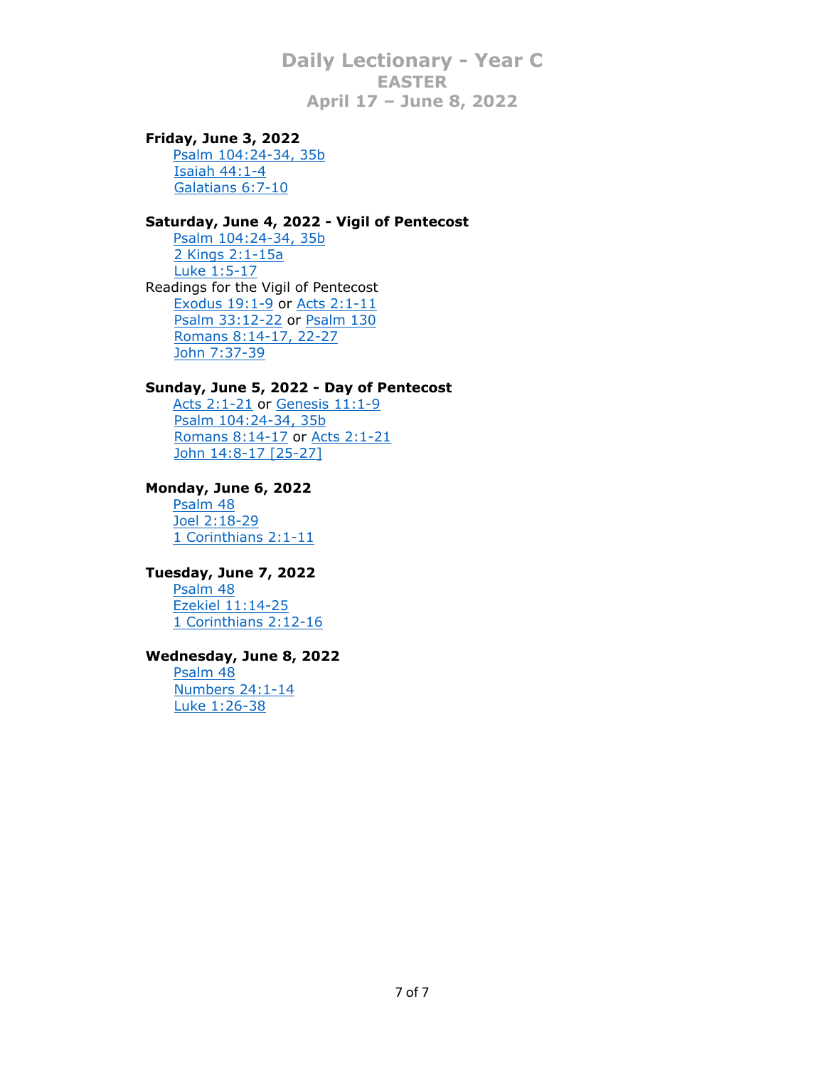# Daily Lectionary - Year C
## EASTER
## April 17 – June 8, 2022

**Friday, June 3, 2022**

Psalm 104:24-34, 35b
Isaiah 44:1-4
Galatians 6:7-10

**Saturday, June 4, 2022 - Vigil of Pentecost**

Psalm 104:24-34, 35b
2 Kings 2:1-15a
Luke 1:5-17

Readings for the Vigil of Pentecost

Exodus 19:1-9 or Acts 2:1-11
Psalm 33:12-22 or Psalm 130
Romans 8:14-17, 22-27
John 7:37-39

**Sunday, June 5, 2022 - Day of Pentecost**

Acts 2:1-21 or Genesis 11:1-9
Psalm 104:24-34, 35b
Romans 8:14-17 or Acts 2:1-21
John 14:8-17 [25-27]

**Monday, June 6, 2022**

Psalm 48
Joel 2:18-29
1 Corinthians 2:1-11

**Tuesday, June 7, 2022**

Psalm 48
Ezekiel 11:14-25
1 Corinthians 2:12-16

**Wednesday, June 8, 2022**

Psalm 48
Numbers 24:1-14
Luke 1:26-38